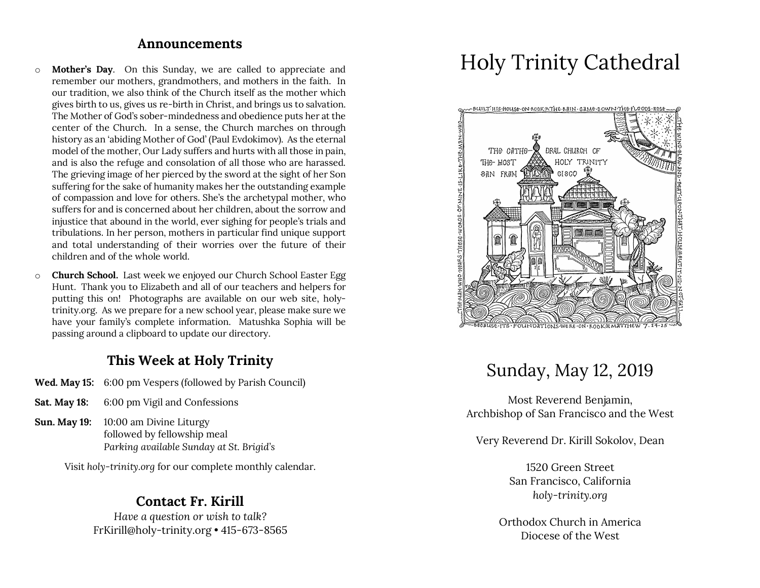## Announcements

- **Mother's Day**. On this Sunday, we are called to appreciate and remember our mothers, grandmothers, and mothers in the faith. In our tradition, we also think of the Church itself as the mother which gives birth to us, gives us re-birth in Christ, and brings us to salvation. The Mother of God's sober-mindedness and obedience puts her at the center of the Church. In a sense, the Church marches on through history as an 'abiding Mother of God' (Paul Evdokimov). As the eternal model of the mother, Our Lady suffers and hurts with all those in pain, and is also the refuge and consolation of all those who are harassed. The grieving image of her pierced by the sword at the sight of her Son suffering for the sake of humanity makes her the outstanding example of compassion and love for others. She's the archetypal mother, who suffers for and is concerned about her children, about the sorrow and injustice that abound in the world, ever sighing for people's trials and tribulations. In her person, mothers in particular find unique support and total understanding of their worries over the future of their children and of the whole world.
- **Church School.** Last week we enjoyed our Church School Easter Egg Hunt. Thank you to Elizabeth and all of our teachers and helpers for putting this on! Photographs are available on our web site, holy-trinity.org. As we prepare for a new school year, please make sure we have your family's complete information. Matushka Sophia will be passing around a clipboard to update our directory.

## This Week at Holy Trinity

**Wed. May 15:** 6:00 pm Vespers (followed by Parish Council)

**Sat. May 18:** 6:00 pm Vigil and Confessions

**Sun. May 19:** 10:00 am Divine Liturgy
followed by fellowship meal
*Parking available Sunday at St. Brigid's*

Visit *holy-trinity.org* for our complete monthly calendar.

## Contact Fr. Kirill

*Have a question or wish to talk?*
FrKirill@holy-trinity.org • 415-673-8565

# Holy Trinity Cathedral

## Sunday, May 12, 2019

Most Reverend Benjamin,
Archbishop of San Francisco and the West

Very Reverend Dr. Kirill Sokolov, Dean

1520 Green Street
San Francisco, California
*holy-trinity.org*

Orthodox Church in America
Diocese of the West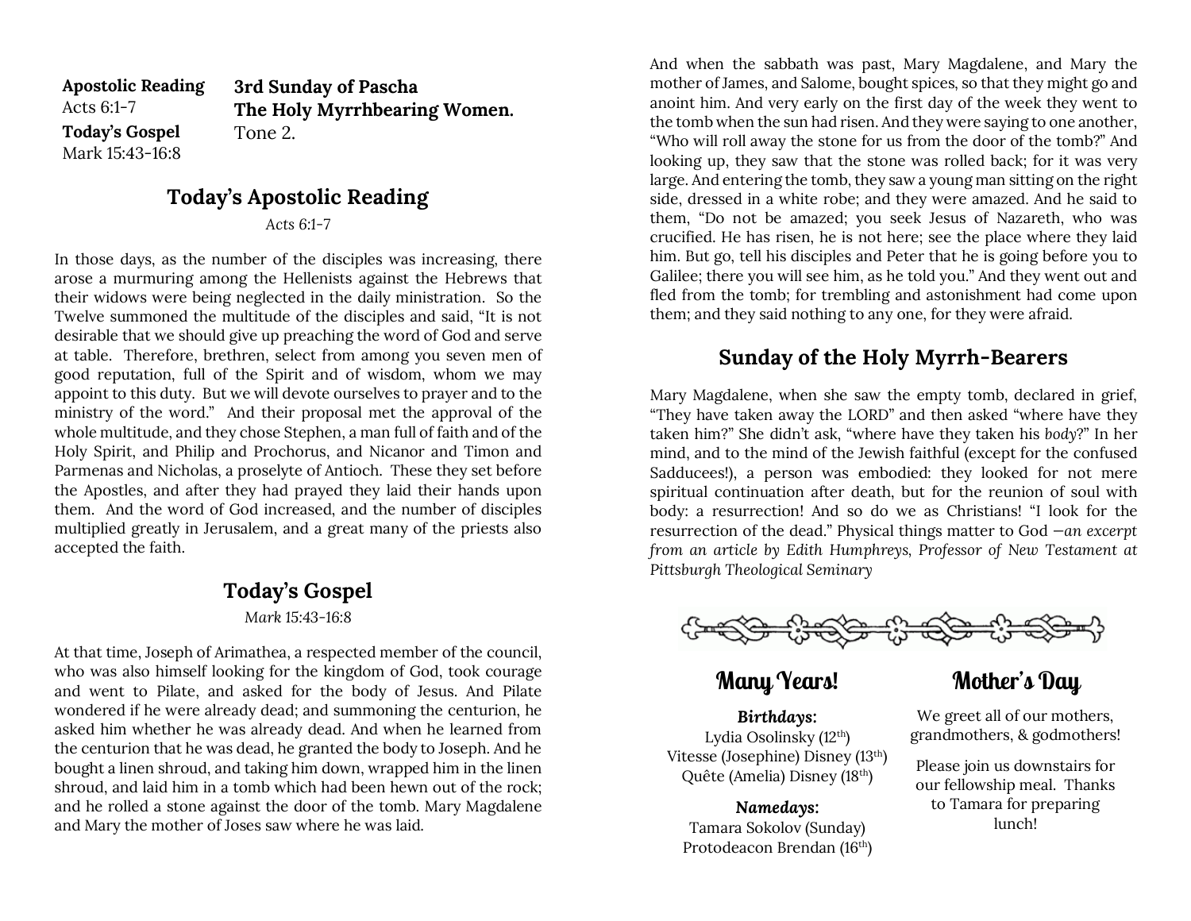**Apostolic Reading**
Acts 6:1-7
**Today's Gospel**
Mark 15:43-16:8

**3rd Sunday of Pascha**
**The Holy Myrrhbearing Women.**
Tone 2.

## Today's Apostolic Reading

*Acts 6:1-7*

In those days, as the number of the disciples was increasing, there arose a murmuring among the Hellenists against the Hebrews that their widows were being neglected in the daily ministration. So the Twelve summoned the multitude of the disciples and said, "It is not desirable that we should give up preaching the word of God and serve at table. Therefore, brethren, select from among you seven men of good reputation, full of the Spirit and of wisdom, whom we may appoint to this duty. But we will devote ourselves to prayer and to the ministry of the word." And their proposal met the approval of the whole multitude, and they chose Stephen, a man full of faith and of the Holy Spirit, and Philip and Prochorus, and Nicanor and Timon and Parmenas and Nicholas, a proselyte of Antioch. These they set before the Apostles, and after they had prayed they laid their hands upon them. And the word of God increased, and the number of disciples multiplied greatly in Jerusalem, and a great many of the priests also accepted the faith.

## Today's Gospel

*Mark 15:43-16:8*

At that time, Joseph of Arimathea, a respected member of the council, who was also himself looking for the kingdom of God, took courage and went to Pilate, and asked for the body of Jesus. And Pilate wondered if he were already dead; and summoning the centurion, he asked him whether he was already dead. And when he learned from the centurion that he was dead, he granted the body to Joseph. And he bought a linen shroud, and taking him down, wrapped him in the linen shroud, and laid him in a tomb which had been hewn out of the rock; and he rolled a stone against the door of the tomb. Mary Magdalene and Mary the mother of Joses saw where he was laid.

And when the sabbath was past, Mary Magdalene, and Mary the mother of James, and Salome, bought spices, so that they might go and anoint him. And very early on the first day of the week they went to the tomb when the sun had risen. And they were saying to one another, "Who will roll away the stone for us from the door of the tomb?" And looking up, they saw that the stone was rolled back; for it was very large. And entering the tomb, they saw a young man sitting on the right side, dressed in a white robe; and they were amazed. And he said to them, "Do not be amazed; you seek Jesus of Nazareth, who was crucified. He has risen, he is not here; see the place where they laid him. But go, tell his disciples and Peter that he is going before you to Galilee; there you will see him, as he told you." And they went out and fled from the tomb; for trembling and astonishment had come upon them; and they said nothing to any one, for they were afraid.

## Sunday of the Holy Myrrh-Bearers

Mary Magdalene, when she saw the empty tomb, declared in grief, "They have taken away the LORD" and then asked "where have they taken him?" She didn't ask, "where have they taken his *body*?" In her mind, and to the mind of the Jewish faithful (except for the confused Sadducees!), a person was embodied: they looked for not mere spiritual continuation after death, but for the reunion of soul with body: a resurrection! And so do we as Christians! "I look for the resurrection of the dead." Physical things matter to God —*an excerpt from an article by Edith Humphreys, Professor of New Testament at Pittsburgh Theological Seminary*

## Many Years!

***Birthdays:***
Lydia Osolinsky (12th)
Vitesse (Josephine) Disney (13th)
Quête (Amelia) Disney (18th)

***Namedays:***
Tamara Sokolov (Sunday)
Protodeacon Brendan (16th)

## Mother's Day

We greet all of our mothers, grandmothers, & godmothers!

Please join us downstairs for our fellowship meal. Thanks to Tamara for preparing lunch!